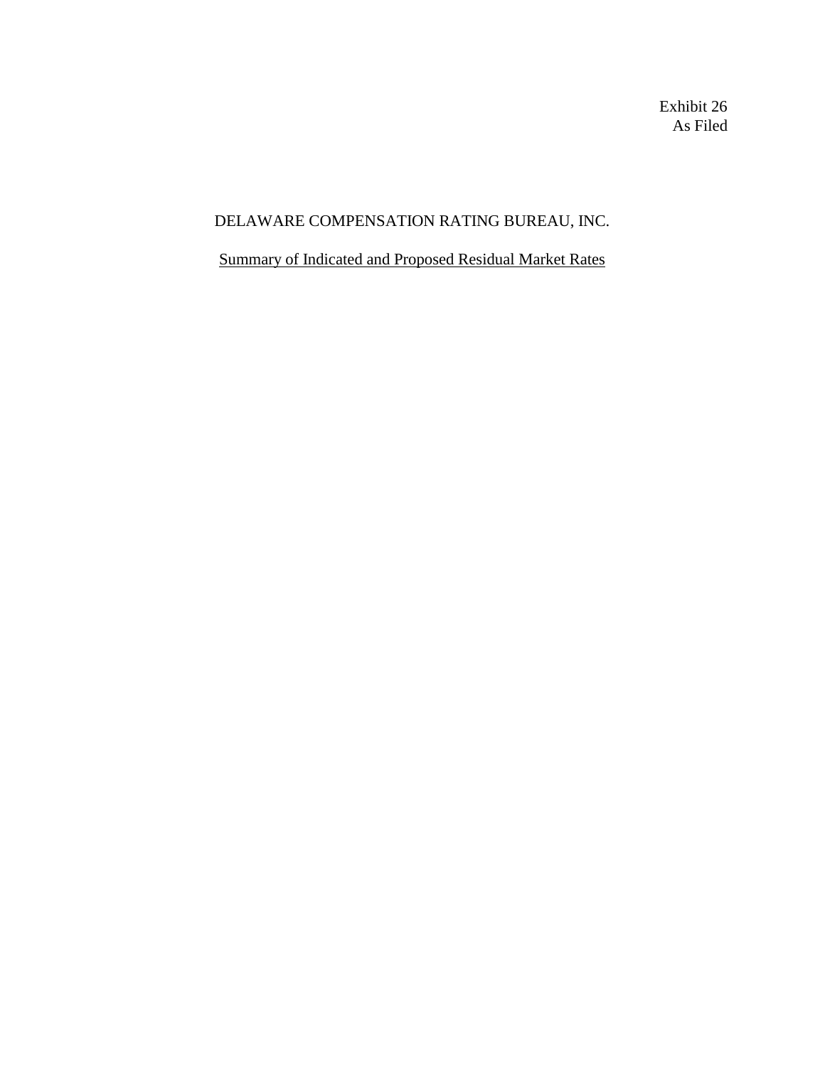Exhibit 26
As Filed

# DELAWARE COMPENSATION RATING BUREAU, INC.

## Summary of Indicated and Proposed Residual Market Rates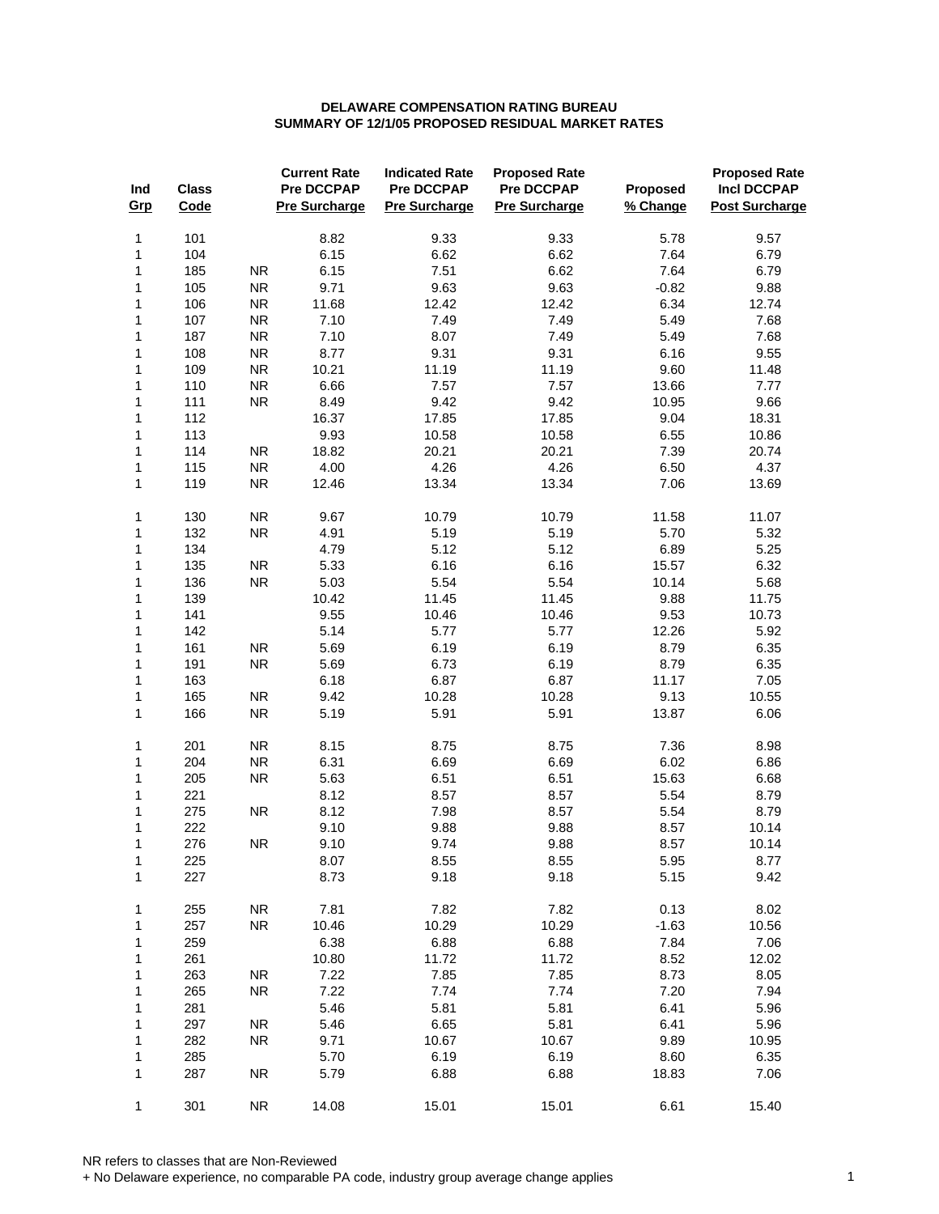**DELAWARE COMPENSATION RATING BUREAU**
**SUMMARY OF 12/1/05 PROPOSED RESIDUAL MARKET RATES**

| Ind Grp | Class Code | | Current Rate Pre DCCPAP Pre Surcharge | Indicated Rate Pre DCCPAP Pre Surcharge | Proposed Rate Pre DCCPAP Pre Surcharge | Proposed % Change | Proposed Rate Incl DCCPAP Post Surcharge |
|---|---|---|---|---|---|---|---|
| 1 | 101 | | 8.82 | 9.33 | 9.33 | 5.78 | 9.57 |
| 1 | 104 | | 6.15 | 6.62 | 6.62 | 7.64 | 6.79 |
| 1 | 185 | NR | 6.15 | 7.51 | 6.62 | 7.64 | 6.79 |
| 1 | 105 | NR | 9.71 | 9.63 | 9.63 | -0.82 | 9.88 |
| 1 | 106 | NR | 11.68 | 12.42 | 12.42 | 6.34 | 12.74 |
| 1 | 107 | NR | 7.10 | 7.49 | 7.49 | 5.49 | 7.68 |
| 1 | 187 | NR | 7.10 | 8.07 | 7.49 | 5.49 | 7.68 |
| 1 | 108 | NR | 8.77 | 9.31 | 9.31 | 6.16 | 9.55 |
| 1 | 109 | NR | 10.21 | 11.19 | 11.19 | 9.60 | 11.48 |
| 1 | 110 | NR | 6.66 | 7.57 | 7.57 | 13.66 | 7.77 |
| 1 | 111 | NR | 8.49 | 9.42 | 9.42 | 10.95 | 9.66 |
| 1 | 112 | | 16.37 | 17.85 | 17.85 | 9.04 | 18.31 |
| 1 | 113 | | 9.93 | 10.58 | 10.58 | 6.55 | 10.86 |
| 1 | 114 | NR | 18.82 | 20.21 | 20.21 | 7.39 | 20.74 |
| 1 | 115 | NR | 4.00 | 4.26 | 4.26 | 6.50 | 4.37 |
| 1 | 119 | NR | 12.46 | 13.34 | 13.34 | 7.06 | 13.69 |
| 1 | 130 | NR | 9.67 | 10.79 | 10.79 | 11.58 | 11.07 |
| 1 | 132 | NR | 4.91 | 5.19 | 5.19 | 5.70 | 5.32 |
| 1 | 134 | | 4.79 | 5.12 | 5.12 | 6.89 | 5.25 |
| 1 | 135 | NR | 5.33 | 6.16 | 6.16 | 15.57 | 6.32 |
| 1 | 136 | NR | 5.03 | 5.54 | 5.54 | 10.14 | 5.68 |
| 1 | 139 | | 10.42 | 11.45 | 11.45 | 9.88 | 11.75 |
| 1 | 141 | | 9.55 | 10.46 | 10.46 | 9.53 | 10.73 |
| 1 | 142 | | 5.14 | 5.77 | 5.77 | 12.26 | 5.92 |
| 1 | 161 | NR | 5.69 | 6.19 | 6.19 | 8.79 | 6.35 |
| 1 | 191 | NR | 5.69 | 6.73 | 6.19 | 8.79 | 6.35 |
| 1 | 163 | | 6.18 | 6.87 | 6.87 | 11.17 | 7.05 |
| 1 | 165 | NR | 9.42 | 10.28 | 10.28 | 9.13 | 10.55 |
| 1 | 166 | NR | 5.19 | 5.91 | 5.91 | 13.87 | 6.06 |
| 1 | 201 | NR | 8.15 | 8.75 | 8.75 | 7.36 | 8.98 |
| 1 | 204 | NR | 6.31 | 6.69 | 6.69 | 6.02 | 6.86 |
| 1 | 205 | NR | 5.63 | 6.51 | 6.51 | 15.63 | 6.68 |
| 1 | 221 | | 8.12 | 8.57 | 8.57 | 5.54 | 8.79 |
| 1 | 275 | NR | 8.12 | 7.98 | 8.57 | 5.54 | 8.79 |
| 1 | 222 | | 9.10 | 9.88 | 9.88 | 8.57 | 10.14 |
| 1 | 276 | NR | 9.10 | 9.74 | 9.88 | 8.57 | 10.14 |
| 1 | 225 | | 8.07 | 8.55 | 8.55 | 5.95 | 8.77 |
| 1 | 227 | | 8.73 | 9.18 | 9.18 | 5.15 | 9.42 |
| 1 | 255 | NR | 7.81 | 7.82 | 7.82 | 0.13 | 8.02 |
| 1 | 257 | NR | 10.46 | 10.29 | 10.29 | -1.63 | 10.56 |
| 1 | 259 | | 6.38 | 6.88 | 6.88 | 7.84 | 7.06 |
| 1 | 261 | | 10.80 | 11.72 | 11.72 | 8.52 | 12.02 |
| 1 | 263 | NR | 7.22 | 7.85 | 7.85 | 8.73 | 8.05 |
| 1 | 265 | NR | 7.22 | 7.74 | 7.74 | 7.20 | 7.94 |
| 1 | 281 | | 5.46 | 5.81 | 5.81 | 6.41 | 5.96 |
| 1 | 297 | NR | 5.46 | 6.65 | 5.81 | 6.41 | 5.96 |
| 1 | 282 | NR | 9.71 | 10.67 | 10.67 | 9.89 | 10.95 |
| 1 | 285 | | 5.70 | 6.19 | 6.19 | 8.60 | 6.35 |
| 1 | 287 | NR | 5.79 | 6.88 | 6.88 | 18.83 | 7.06 |
| 1 | 301 | NR | 14.08 | 15.01 | 15.01 | 6.61 | 15.40 |

NR refers to classes that are Non-Reviewed
+ No Delaware experience, no comparable PA code, industry group average change applies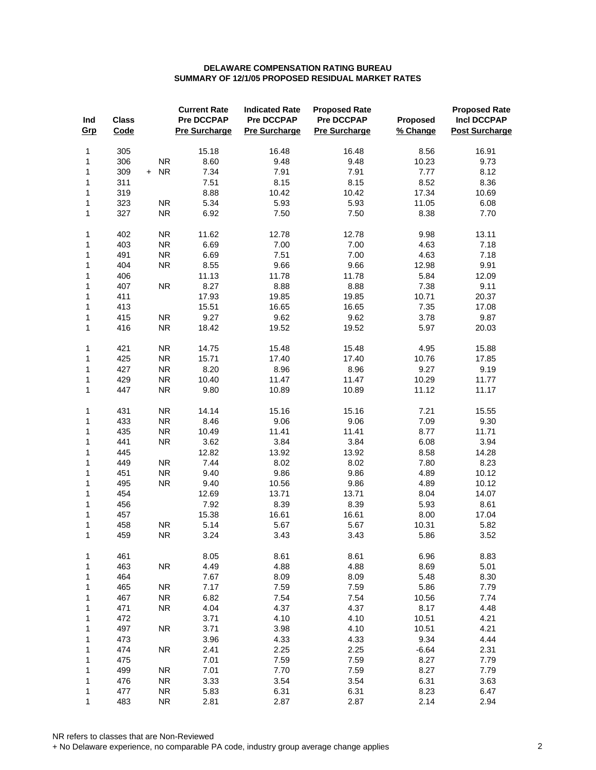**DELAWARE COMPENSATION RATING BUREAU**
**SUMMARY OF 12/1/05 PROPOSED RESIDUAL MARKET RATES**

| Ind Grp | Class Code | | Current Rate Pre DCCPAP Pre Surcharge | Indicated Rate Pre DCCPAP Pre Surcharge | Proposed Rate Pre DCCPAP Pre Surcharge | Proposed % Change | Proposed Rate Incl DCCPAP Post Surcharge |
|---|---|---|---|---|---|---|---|
| 1 | 305 | | 15.18 | 16.48 | 16.48 | 8.56 | 16.91 |
| 1 | 306 | NR | 8.60 | 9.48 | 9.48 | 10.23 | 9.73 |
| 1 | 309 | + NR | 7.34 | 7.91 | 7.91 | 7.77 | 8.12 |
| 1 | 311 | | 7.51 | 8.15 | 8.15 | 8.52 | 8.36 |
| 1 | 319 | | 8.88 | 10.42 | 10.42 | 17.34 | 10.69 |
| 1 | 323 | NR | 5.34 | 5.93 | 5.93 | 11.05 | 6.08 |
| 1 | 327 | NR | 6.92 | 7.50 | 7.50 | 8.38 | 7.70 |
| 1 | 402 | NR | 11.62 | 12.78 | 12.78 | 9.98 | 13.11 |
| 1 | 403 | NR | 6.69 | 7.00 | 7.00 | 4.63 | 7.18 |
| 1 | 491 | NR | 6.69 | 7.51 | 7.00 | 4.63 | 7.18 |
| 1 | 404 | NR | 8.55 | 9.66 | 9.66 | 12.98 | 9.91 |
| 1 | 406 | | 11.13 | 11.78 | 11.78 | 5.84 | 12.09 |
| 1 | 407 | NR | 8.27 | 8.88 | 8.88 | 7.38 | 9.11 |
| 1 | 411 | | 17.93 | 19.85 | 19.85 | 10.71 | 20.37 |
| 1 | 413 | | 15.51 | 16.65 | 16.65 | 7.35 | 17.08 |
| 1 | 415 | NR | 9.27 | 9.62 | 9.62 | 3.78 | 9.87 |
| 1 | 416 | NR | 18.42 | 19.52 | 19.52 | 5.97 | 20.03 |
| 1 | 421 | NR | 14.75 | 15.48 | 15.48 | 4.95 | 15.88 |
| 1 | 425 | NR | 15.71 | 17.40 | 17.40 | 10.76 | 17.85 |
| 1 | 427 | NR | 8.20 | 8.96 | 8.96 | 9.27 | 9.19 |
| 1 | 429 | NR | 10.40 | 11.47 | 11.47 | 10.29 | 11.77 |
| 1 | 447 | NR | 9.80 | 10.89 | 10.89 | 11.12 | 11.17 |
| 1 | 431 | NR | 14.14 | 15.16 | 15.16 | 7.21 | 15.55 |
| 1 | 433 | NR | 8.46 | 9.06 | 9.06 | 7.09 | 9.30 |
| 1 | 435 | NR | 10.49 | 11.41 | 11.41 | 8.77 | 11.71 |
| 1 | 441 | NR | 3.62 | 3.84 | 3.84 | 6.08 | 3.94 |
| 1 | 445 | | 12.82 | 13.92 | 13.92 | 8.58 | 14.28 |
| 1 | 449 | NR | 7.44 | 8.02 | 8.02 | 7.80 | 8.23 |
| 1 | 451 | NR | 9.40 | 9.86 | 9.86 | 4.89 | 10.12 |
| 1 | 495 | NR | 9.40 | 10.56 | 9.86 | 4.89 | 10.12 |
| 1 | 454 | | 12.69 | 13.71 | 13.71 | 8.04 | 14.07 |
| 1 | 456 | | 7.92 | 8.39 | 8.39 | 5.93 | 8.61 |
| 1 | 457 | | 15.38 | 16.61 | 16.61 | 8.00 | 17.04 |
| 1 | 458 | NR | 5.14 | 5.67 | 5.67 | 10.31 | 5.82 |
| 1 | 459 | NR | 3.24 | 3.43 | 3.43 | 5.86 | 3.52 |
| 1 | 461 | | 8.05 | 8.61 | 8.61 | 6.96 | 8.83 |
| 1 | 463 | NR | 4.49 | 4.88 | 4.88 | 8.69 | 5.01 |
| 1 | 464 | | 7.67 | 8.09 | 8.09 | 5.48 | 8.30 |
| 1 | 465 | NR | 7.17 | 7.59 | 7.59 | 5.86 | 7.79 |
| 1 | 467 | NR | 6.82 | 7.54 | 7.54 | 10.56 | 7.74 |
| 1 | 471 | NR | 4.04 | 4.37 | 4.37 | 8.17 | 4.48 |
| 1 | 472 | | 3.71 | 4.10 | 4.10 | 10.51 | 4.21 |
| 1 | 497 | NR | 3.71 | 3.98 | 4.10 | 10.51 | 4.21 |
| 1 | 473 | | 3.96 | 4.33 | 4.33 | 9.34 | 4.44 |
| 1 | 474 | NR | 2.41 | 2.25 | 2.25 | -6.64 | 2.31 |
| 1 | 475 | | 7.01 | 7.59 | 7.59 | 8.27 | 7.79 |
| 1 | 499 | NR | 7.01 | 7.70 | 7.59 | 8.27 | 7.79 |
| 1 | 476 | NR | 3.33 | 3.54 | 3.54 | 6.31 | 3.63 |
| 1 | 477 | NR | 5.83 | 6.31 | 6.31 | 8.23 | 6.47 |
| 1 | 483 | NR | 2.81 | 2.87 | 2.87 | 2.14 | 2.94 |

NR refers to classes that are Non-Reviewed
+ No Delaware experience, no comparable PA code, industry group average change applies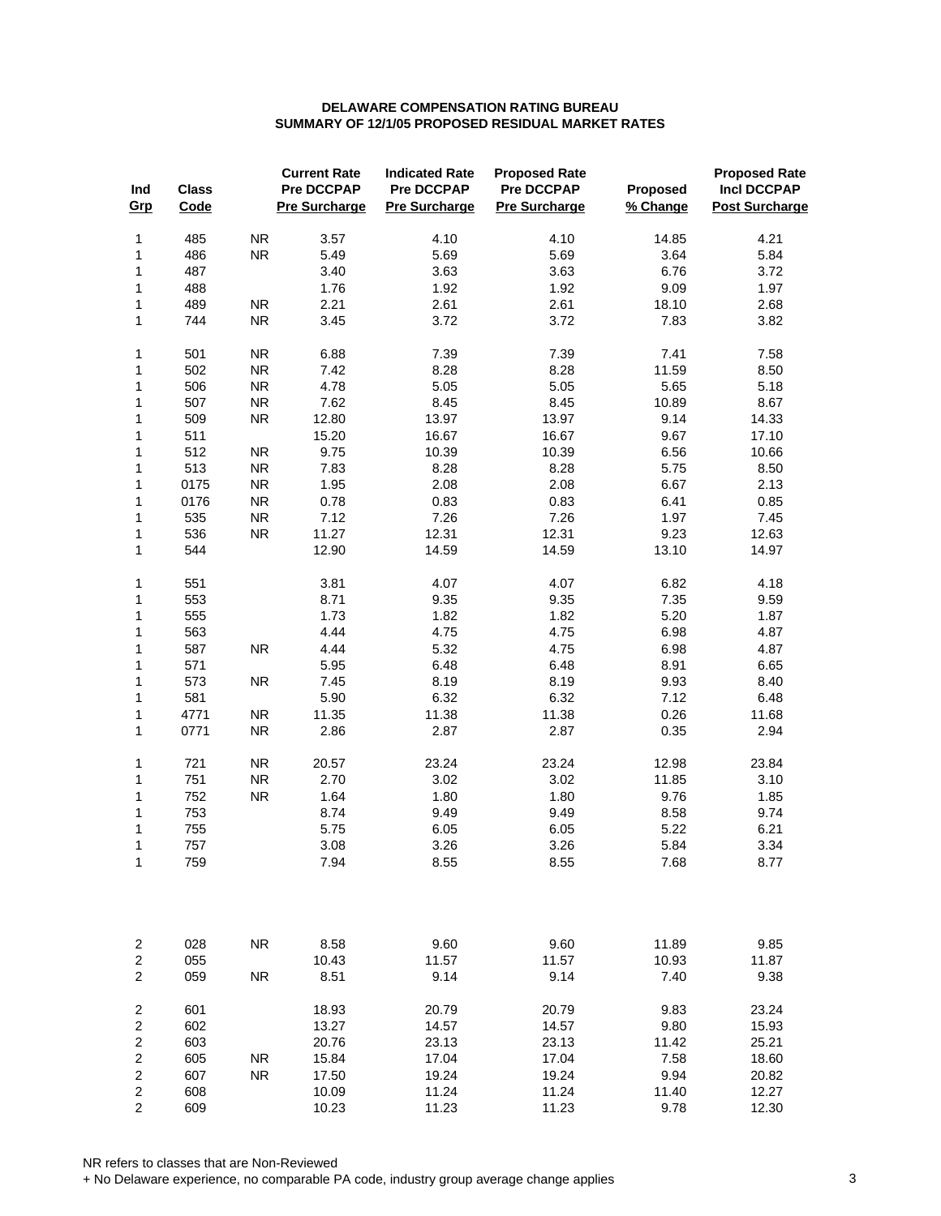**DELAWARE COMPENSATION RATING BUREAU**
**SUMMARY OF 12/1/05 PROPOSED RESIDUAL MARKET RATES**

| Ind Grp | Class Code | | Current Rate Pre DCCPAP Pre Surcharge | Indicated Rate Pre DCCPAP Pre Surcharge | Proposed Rate Pre DCCPAP Pre Surcharge | Proposed % Change | Proposed Rate Incl DCCPAP Post Surcharge |
|---|---|---|---|---|---|---|---|
| 1 | 485 | NR | 3.57 | 4.10 | 4.10 | 14.85 | 4.21 |
| 1 | 486 | NR | 5.49 | 5.69 | 5.69 | 3.64 | 5.84 |
| 1 | 487 | | 3.40 | 3.63 | 3.63 | 6.76 | 3.72 |
| 1 | 488 | | 1.76 | 1.92 | 1.92 | 9.09 | 1.97 |
| 1 | 489 | NR | 2.21 | 2.61 | 2.61 | 18.10 | 2.68 |
| 1 | 744 | NR | 3.45 | 3.72 | 3.72 | 7.83 | 3.82 |
| 1 | 501 | NR | 6.88 | 7.39 | 7.39 | 7.41 | 7.58 |
| 1 | 502 | NR | 7.42 | 8.28 | 8.28 | 11.59 | 8.50 |
| 1 | 506 | NR | 4.78 | 5.05 | 5.05 | 5.65 | 5.18 |
| 1 | 507 | NR | 7.62 | 8.45 | 8.45 | 10.89 | 8.67 |
| 1 | 509 | NR | 12.80 | 13.97 | 13.97 | 9.14 | 14.33 |
| 1 | 511 | | 15.20 | 16.67 | 16.67 | 9.67 | 17.10 |
| 1 | 512 | NR | 9.75 | 10.39 | 10.39 | 6.56 | 10.66 |
| 1 | 513 | NR | 7.83 | 8.28 | 8.28 | 5.75 | 8.50 |
| 1 | 0175 | NR | 1.95 | 2.08 | 2.08 | 6.67 | 2.13 |
| 1 | 0176 | NR | 0.78 | 0.83 | 0.83 | 6.41 | 0.85 |
| 1 | 535 | NR | 7.12 | 7.26 | 7.26 | 1.97 | 7.45 |
| 1 | 536 | NR | 11.27 | 12.31 | 12.31 | 9.23 | 12.63 |
| 1 | 544 | | 12.90 | 14.59 | 14.59 | 13.10 | 14.97 |
| 1 | 551 | | 3.81 | 4.07 | 4.07 | 6.82 | 4.18 |
| 1 | 553 | | 8.71 | 9.35 | 9.35 | 7.35 | 9.59 |
| 1 | 555 | | 1.73 | 1.82 | 1.82 | 5.20 | 1.87 |
| 1 | 563 | | 4.44 | 4.75 | 4.75 | 6.98 | 4.87 |
| 1 | 587 | NR | 4.44 | 5.32 | 4.75 | 6.98 | 4.87 |
| 1 | 571 | | 5.95 | 6.48 | 6.48 | 8.91 | 6.65 |
| 1 | 573 | NR | 7.45 | 8.19 | 8.19 | 9.93 | 8.40 |
| 1 | 581 | | 5.90 | 6.32 | 6.32 | 7.12 | 6.48 |
| 1 | 4771 | NR | 11.35 | 11.38 | 11.38 | 0.26 | 11.68 |
| 1 | 0771 | NR | 2.86 | 2.87 | 2.87 | 0.35 | 2.94 |
| 1 | 721 | NR | 20.57 | 23.24 | 23.24 | 12.98 | 23.84 |
| 1 | 751 | NR | 2.70 | 3.02 | 3.02 | 11.85 | 3.10 |
| 1 | 752 | NR | 1.64 | 1.80 | 1.80 | 9.76 | 1.85 |
| 1 | 753 | | 8.74 | 9.49 | 9.49 | 8.58 | 9.74 |
| 1 | 755 | | 5.75 | 6.05 | 6.05 | 5.22 | 6.21 |
| 1 | 757 | | 3.08 | 3.26 | 3.26 | 5.84 | 3.34 |
| 1 | 759 | | 7.94 | 8.55 | 8.55 | 7.68 | 8.77 |
| 2 | 028 | NR | 8.58 | 9.60 | 9.60 | 11.89 | 9.85 |
| 2 | 055 | | 10.43 | 11.57 | 11.57 | 10.93 | 11.87 |
| 2 | 059 | NR | 8.51 | 9.14 | 9.14 | 7.40 | 9.38 |
| 2 | 601 | | 18.93 | 20.79 | 20.79 | 9.83 | 23.24 |
| 2 | 602 | | 13.27 | 14.57 | 14.57 | 9.80 | 15.93 |
| 2 | 603 | | 20.76 | 23.13 | 23.13 | 11.42 | 25.21 |
| 2 | 605 | NR | 15.84 | 17.04 | 17.04 | 7.58 | 18.60 |
| 2 | 607 | NR | 17.50 | 19.24 | 19.24 | 9.94 | 20.82 |
| 2 | 608 | | 10.09 | 11.24 | 11.24 | 11.40 | 12.27 |
| 2 | 609 | | 10.23 | 11.23 | 11.23 | 9.78 | 12.30 |

NR refers to classes that are Non-Reviewed
+ No Delaware experience, no comparable PA code, industry group average change applies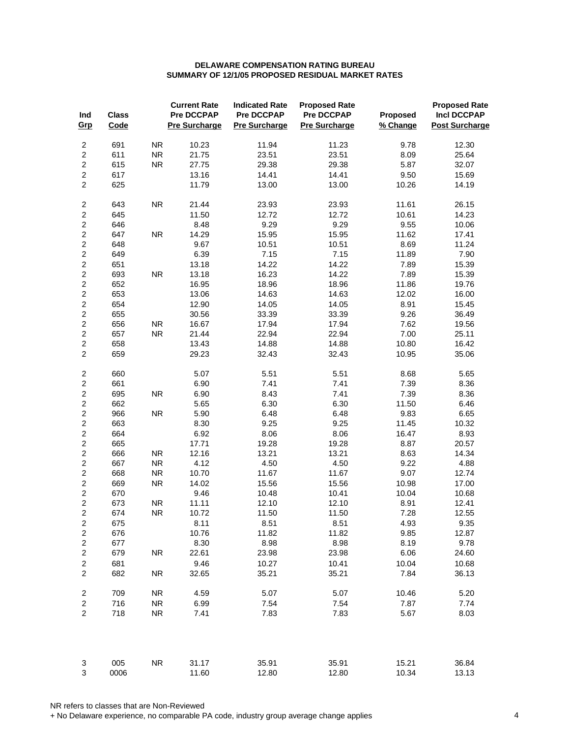**DELAWARE COMPENSATION RATING BUREAU**
**SUMMARY OF 12/1/05 PROPOSED RESIDUAL MARKET RATES**

| Ind Grp | Class Code | | Current Rate Pre DCCPAP Pre Surcharge | Indicated Rate Pre DCCPAP Pre Surcharge | Proposed Rate Pre DCCPAP Pre Surcharge | Proposed % Change | Proposed Rate Incl DCCPAP Post Surcharge |
|---|---|---|---|---|---|---|---|
| 2 | 691 | NR | 10.23 | 11.94 | 11.23 | 9.78 | 12.30 |
| 2 | 611 | NR | 21.75 | 23.51 | 23.51 | 8.09 | 25.64 |
| 2 | 615 | NR | 27.75 | 29.38 | 29.38 | 5.87 | 32.07 |
| 2 | 617 | | 13.16 | 14.41 | 14.41 | 9.50 | 15.69 |
| 2 | 625 | | 11.79 | 13.00 | 13.00 | 10.26 | 14.19 |
| 2 | 643 | NR | 21.44 | 23.93 | 23.93 | 11.61 | 26.15 |
| 2 | 645 | | 11.50 | 12.72 | 12.72 | 10.61 | 14.23 |
| 2 | 646 | | 8.48 | 9.29 | 9.29 | 9.55 | 10.06 |
| 2 | 647 | NR | 14.29 | 15.95 | 15.95 | 11.62 | 17.41 |
| 2 | 648 | | 9.67 | 10.51 | 10.51 | 8.69 | 11.24 |
| 2 | 649 | | 6.39 | 7.15 | 7.15 | 11.89 | 7.90 |
| 2 | 651 | | 13.18 | 14.22 | 14.22 | 7.89 | 15.39 |
| 2 | 693 | NR | 13.18 | 16.23 | 14.22 | 7.89 | 15.39 |
| 2 | 652 | | 16.95 | 18.96 | 18.96 | 11.86 | 19.76 |
| 2 | 653 | | 13.06 | 14.63 | 14.63 | 12.02 | 16.00 |
| 2 | 654 | | 12.90 | 14.05 | 14.05 | 8.91 | 15.45 |
| 2 | 655 | | 30.56 | 33.39 | 33.39 | 9.26 | 36.49 |
| 2 | 656 | NR | 16.67 | 17.94 | 17.94 | 7.62 | 19.56 |
| 2 | 657 | NR | 21.44 | 22.94 | 22.94 | 7.00 | 25.11 |
| 2 | 658 | | 13.43 | 14.88 | 14.88 | 10.80 | 16.42 |
| 2 | 659 | | 29.23 | 32.43 | 32.43 | 10.95 | 35.06 |
| 2 | 660 | | 5.07 | 5.51 | 5.51 | 8.68 | 5.65 |
| 2 | 661 | | 6.90 | 7.41 | 7.41 | 7.39 | 8.36 |
| 2 | 695 | NR | 6.90 | 8.43 | 7.41 | 7.39 | 8.36 |
| 2 | 662 | | 5.65 | 6.30 | 6.30 | 11.50 | 6.46 |
| 2 | 966 | NR | 5.90 | 6.48 | 6.48 | 9.83 | 6.65 |
| 2 | 663 | | 8.30 | 9.25 | 9.25 | 11.45 | 10.32 |
| 2 | 664 | | 6.92 | 8.06 | 8.06 | 16.47 | 8.93 |
| 2 | 665 | | 17.71 | 19.28 | 19.28 | 8.87 | 20.57 |
| 2 | 666 | NR | 12.16 | 13.21 | 13.21 | 8.63 | 14.34 |
| 2 | 667 | NR | 4.12 | 4.50 | 4.50 | 9.22 | 4.88 |
| 2 | 668 | NR | 10.70 | 11.67 | 11.67 | 9.07 | 12.74 |
| 2 | 669 | NR | 14.02 | 15.56 | 15.56 | 10.98 | 17.00 |
| 2 | 670 | | 9.46 | 10.48 | 10.41 | 10.04 | 10.68 |
| 2 | 673 | NR | 11.11 | 12.10 | 12.10 | 8.91 | 12.41 |
| 2 | 674 | NR | 10.72 | 11.50 | 11.50 | 7.28 | 12.55 |
| 2 | 675 | | 8.11 | 8.51 | 8.51 | 4.93 | 9.35 |
| 2 | 676 | | 10.76 | 11.82 | 11.82 | 9.85 | 12.87 |
| 2 | 677 | | 8.30 | 8.98 | 8.98 | 8.19 | 9.78 |
| 2 | 679 | NR | 22.61 | 23.98 | 23.98 | 6.06 | 24.60 |
| 2 | 681 | | 9.46 | 10.27 | 10.41 | 10.04 | 10.68 |
| 2 | 682 | NR | 32.65 | 35.21 | 35.21 | 7.84 | 36.13 |
| 2 | 709 | NR | 4.59 | 5.07 | 5.07 | 10.46 | 5.20 |
| 2 | 716 | NR | 6.99 | 7.54 | 7.54 | 7.87 | 7.74 |
| 2 | 718 | NR | 7.41 | 7.83 | 7.83 | 5.67 | 8.03 |
| 3 | 005 | NR | 31.17 | 35.91 | 35.91 | 15.21 | 36.84 |
| 3 | 0006 | | 11.60 | 12.80 | 12.80 | 10.34 | 13.13 |

NR refers to classes that are Non-Reviewed
+ No Delaware experience, no comparable PA code, industry group average change applies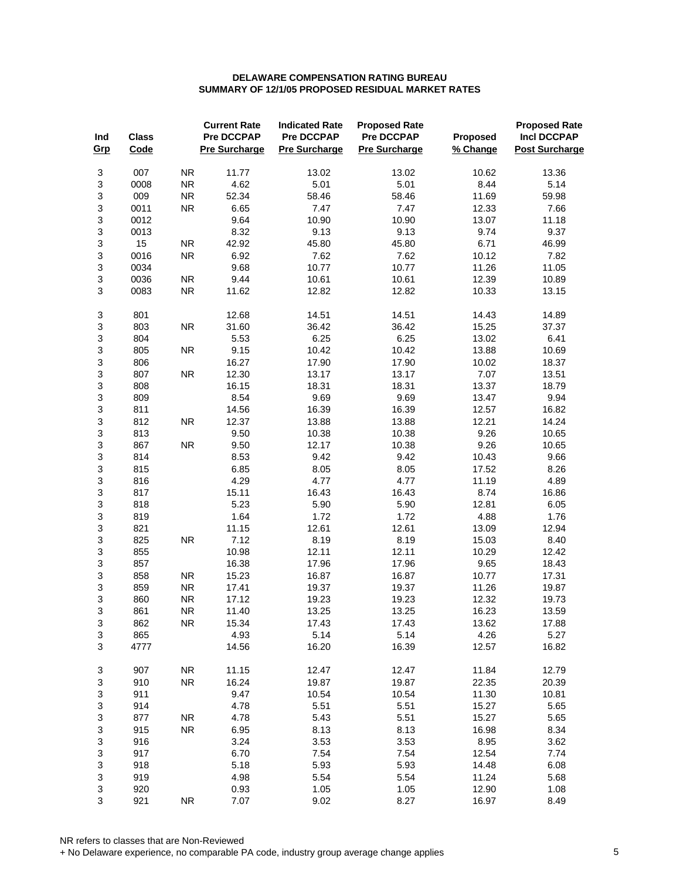**DELAWARE COMPENSATION RATING BUREAU**
**SUMMARY OF 12/1/05 PROPOSED RESIDUAL MARKET RATES**

| Ind Grp | Class Code | | Current Rate Pre DCCPAP Pre Surcharge | Indicated Rate Pre DCCPAP Pre Surcharge | Proposed Rate Pre DCCPAP Pre Surcharge | Proposed % Change | Proposed Rate Incl DCCPAP Post Surcharge |
|---|---|---|---|---|---|---|---|
| 3 | 007 | NR | 11.77 | 13.02 | 13.02 | 10.62 | 13.36 |
| 3 | 0008 | NR | 4.62 | 5.01 | 5.01 | 8.44 | 5.14 |
| 3 | 009 | NR | 52.34 | 58.46 | 58.46 | 11.69 | 59.98 |
| 3 | 0011 | NR | 6.65 | 7.47 | 7.47 | 12.33 | 7.66 |
| 3 | 0012 | | 9.64 | 10.90 | 10.90 | 13.07 | 11.18 |
| 3 | 0013 | | 8.32 | 9.13 | 9.13 | 9.74 | 9.37 |
| 3 | 15 | NR | 42.92 | 45.80 | 45.80 | 6.71 | 46.99 |
| 3 | 0016 | NR | 6.92 | 7.62 | 7.62 | 10.12 | 7.82 |
| 3 | 0034 | | 9.68 | 10.77 | 10.77 | 11.26 | 11.05 |
| 3 | 0036 | NR | 9.44 | 10.61 | 10.61 | 12.39 | 10.89 |
| 3 | 0083 | NR | 11.62 | 12.82 | 12.82 | 10.33 | 13.15 |
| 3 | 801 | | 12.68 | 14.51 | 14.51 | 14.43 | 14.89 |
| 3 | 803 | NR | 31.60 | 36.42 | 36.42 | 15.25 | 37.37 |
| 3 | 804 | | 5.53 | 6.25 | 6.25 | 13.02 | 6.41 |
| 3 | 805 | NR | 9.15 | 10.42 | 10.42 | 13.88 | 10.69 |
| 3 | 806 | | 16.27 | 17.90 | 17.90 | 10.02 | 18.37 |
| 3 | 807 | NR | 12.30 | 13.17 | 13.17 | 7.07 | 13.51 |
| 3 | 808 | | 16.15 | 18.31 | 18.31 | 13.37 | 18.79 |
| 3 | 809 | | 8.54 | 9.69 | 9.69 | 13.47 | 9.94 |
| 3 | 811 | | 14.56 | 16.39 | 16.39 | 12.57 | 16.82 |
| 3 | 812 | NR | 12.37 | 13.88 | 13.88 | 12.21 | 14.24 |
| 3 | 813 | | 9.50 | 10.38 | 10.38 | 9.26 | 10.65 |
| 3 | 867 | NR | 9.50 | 12.17 | 10.38 | 9.26 | 10.65 |
| 3 | 814 | | 8.53 | 9.42 | 9.42 | 10.43 | 9.66 |
| 3 | 815 | | 6.85 | 8.05 | 8.05 | 17.52 | 8.26 |
| 3 | 816 | | 4.29 | 4.77 | 4.77 | 11.19 | 4.89 |
| 3 | 817 | | 15.11 | 16.43 | 16.43 | 8.74 | 16.86 |
| 3 | 818 | | 5.23 | 5.90 | 5.90 | 12.81 | 6.05 |
| 3 | 819 | | 1.64 | 1.72 | 1.72 | 4.88 | 1.76 |
| 3 | 821 | | 11.15 | 12.61 | 12.61 | 13.09 | 12.94 |
| 3 | 825 | NR | 7.12 | 8.19 | 8.19 | 15.03 | 8.40 |
| 3 | 855 | | 10.98 | 12.11 | 12.11 | 10.29 | 12.42 |
| 3 | 857 | | 16.38 | 17.96 | 17.96 | 9.65 | 18.43 |
| 3 | 858 | NR | 15.23 | 16.87 | 16.87 | 10.77 | 17.31 |
| 3 | 859 | NR | 17.41 | 19.37 | 19.37 | 11.26 | 19.87 |
| 3 | 860 | NR | 17.12 | 19.23 | 19.23 | 12.32 | 19.73 |
| 3 | 861 | NR | 11.40 | 13.25 | 13.25 | 16.23 | 13.59 |
| 3 | 862 | NR | 15.34 | 17.43 | 17.43 | 13.62 | 17.88 |
| 3 | 865 | | 4.93 | 5.14 | 5.14 | 4.26 | 5.27 |
| 3 | 4777 | | 14.56 | 16.20 | 16.39 | 12.57 | 16.82 |
| 3 | 907 | NR | 11.15 | 12.47 | 12.47 | 11.84 | 12.79 |
| 3 | 910 | NR | 16.24 | 19.87 | 19.87 | 22.35 | 20.39 |
| 3 | 911 | | 9.47 | 10.54 | 10.54 | 11.30 | 10.81 |
| 3 | 914 | | 4.78 | 5.51 | 5.51 | 15.27 | 5.65 |
| 3 | 877 | NR | 4.78 | 5.43 | 5.51 | 15.27 | 5.65 |
| 3 | 915 | NR | 6.95 | 8.13 | 8.13 | 16.98 | 8.34 |
| 3 | 916 | | 3.24 | 3.53 | 3.53 | 8.95 | 3.62 |
| 3 | 917 | | 6.70 | 7.54 | 7.54 | 12.54 | 7.74 |
| 3 | 918 | | 5.18 | 5.93 | 5.93 | 14.48 | 6.08 |
| 3 | 919 | | 4.98 | 5.54 | 5.54 | 11.24 | 5.68 |
| 3 | 920 | | 0.93 | 1.05 | 1.05 | 12.90 | 1.08 |
| 3 | 921 | NR | 7.07 | 9.02 | 8.27 | 16.97 | 8.49 |

NR refers to classes that are Non-Reviewed
+ No Delaware experience, no comparable PA code, industry group average change applies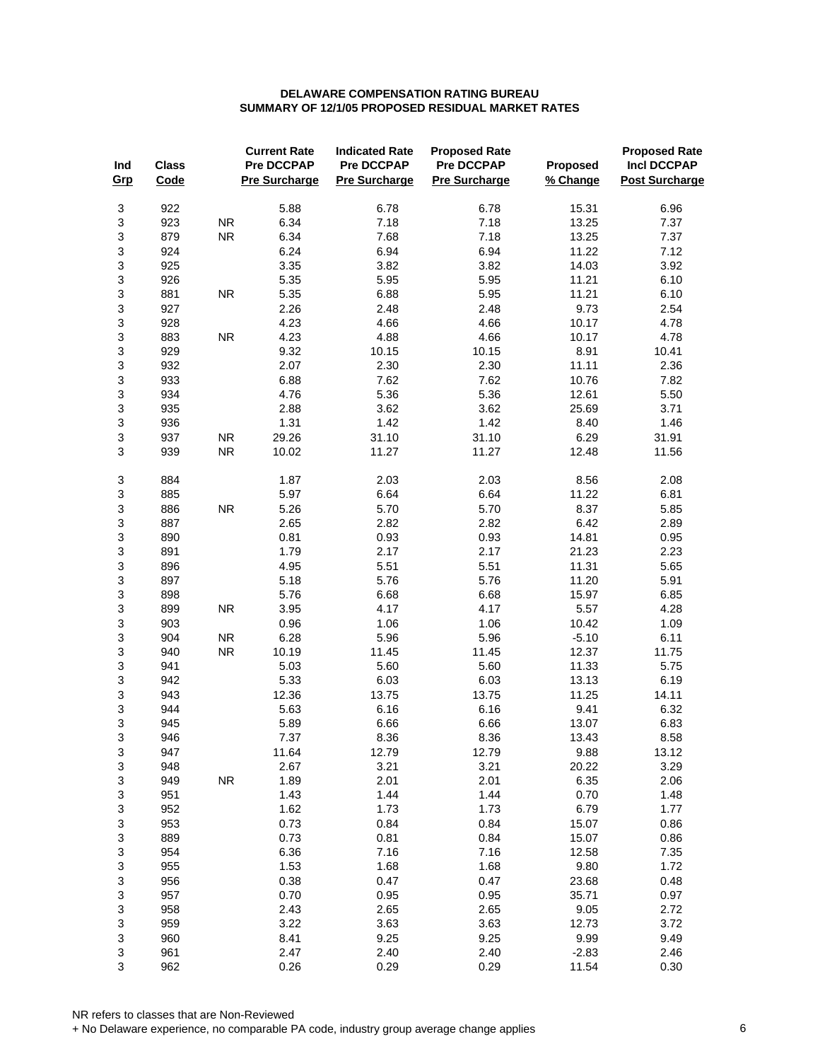**DELAWARE COMPENSATION RATING BUREAU**
**SUMMARY OF 12/1/05 PROPOSED RESIDUAL MARKET RATES**

| Ind Grp | Class Code | | Current Rate Pre DCCPAP Pre Surcharge | Indicated Rate Pre DCCPAP Pre Surcharge | Proposed Rate Pre DCCPAP Pre Surcharge | Proposed % Change | Proposed Rate Incl DCCPAP Post Surcharge |
|---|---|---|---|---|---|---|---|
| 3 | 922 | | 5.88 | 6.78 | 6.78 | 15.31 | 6.96 |
| 3 | 923 | NR | 6.34 | 7.18 | 7.18 | 13.25 | 7.37 |
| 3 | 879 | NR | 6.34 | 7.68 | 7.18 | 13.25 | 7.37 |
| 3 | 924 | | 6.24 | 6.94 | 6.94 | 11.22 | 7.12 |
| 3 | 925 | | 3.35 | 3.82 | 3.82 | 14.03 | 3.92 |
| 3 | 926 | | 5.35 | 5.95 | 5.95 | 11.21 | 6.10 |
| 3 | 881 | NR | 5.35 | 6.88 | 5.95 | 11.21 | 6.10 |
| 3 | 927 | | 2.26 | 2.48 | 2.48 | 9.73 | 2.54 |
| 3 | 928 | | 4.23 | 4.66 | 4.66 | 10.17 | 4.78 |
| 3 | 883 | NR | 4.23 | 4.88 | 4.66 | 10.17 | 4.78 |
| 3 | 929 | | 9.32 | 10.15 | 10.15 | 8.91 | 10.41 |
| 3 | 932 | | 2.07 | 2.30 | 2.30 | 11.11 | 2.36 |
| 3 | 933 | | 6.88 | 7.62 | 7.62 | 10.76 | 7.82 |
| 3 | 934 | | 4.76 | 5.36 | 5.36 | 12.61 | 5.50 |
| 3 | 935 | | 2.88 | 3.62 | 3.62 | 25.69 | 3.71 |
| 3 | 936 | | 1.31 | 1.42 | 1.42 | 8.40 | 1.46 |
| 3 | 937 | NR | 29.26 | 31.10 | 31.10 | 6.29 | 31.91 |
| 3 | 939 | NR | 10.02 | 11.27 | 11.27 | 12.48 | 11.56 |
| | | | | | | | |
| 3 | 884 | | 1.87 | 2.03 | 2.03 | 8.56 | 2.08 |
| 3 | 885 | | 5.97 | 6.64 | 6.64 | 11.22 | 6.81 |
| 3 | 886 | NR | 5.26 | 5.70 | 5.70 | 8.37 | 5.85 |
| 3 | 887 | | 2.65 | 2.82 | 2.82 | 6.42 | 2.89 |
| 3 | 890 | | 0.81 | 0.93 | 0.93 | 14.81 | 0.95 |
| 3 | 891 | | 1.79 | 2.17 | 2.17 | 21.23 | 2.23 |
| 3 | 896 | | 4.95 | 5.51 | 5.51 | 11.31 | 5.65 |
| 3 | 897 | | 5.18 | 5.76 | 5.76 | 11.20 | 5.91 |
| 3 | 898 | | 5.76 | 6.68 | 6.68 | 15.97 | 6.85 |
| 3 | 899 | NR | 3.95 | 4.17 | 4.17 | 5.57 | 4.28 |
| 3 | 903 | | 0.96 | 1.06 | 1.06 | 10.42 | 1.09 |
| 3 | 904 | NR | 6.28 | 5.96 | 5.96 | -5.10 | 6.11 |
| 3 | 940 | NR | 10.19 | 11.45 | 11.45 | 12.37 | 11.75 |
| 3 | 941 | | 5.03 | 5.60 | 5.60 | 11.33 | 5.75 |
| 3 | 942 | | 5.33 | 6.03 | 6.03 | 13.13 | 6.19 |
| 3 | 943 | | 12.36 | 13.75 | 13.75 | 11.25 | 14.11 |
| 3 | 944 | | 5.63 | 6.16 | 6.16 | 9.41 | 6.32 |
| 3 | 945 | | 5.89 | 6.66 | 6.66 | 13.07 | 6.83 |
| 3 | 946 | | 7.37 | 8.36 | 8.36 | 13.43 | 8.58 |
| 3 | 947 | | 11.64 | 12.79 | 12.79 | 9.88 | 13.12 |
| 3 | 948 | | 2.67 | 3.21 | 3.21 | 20.22 | 3.29 |
| 3 | 949 | NR | 1.89 | 2.01 | 2.01 | 6.35 | 2.06 |
| 3 | 951 | | 1.43 | 1.44 | 1.44 | 0.70 | 1.48 |
| 3 | 952 | | 1.62 | 1.73 | 1.73 | 6.79 | 1.77 |
| 3 | 953 | | 0.73 | 0.84 | 0.84 | 15.07 | 0.86 |
| 3 | 889 | | 0.73 | 0.81 | 0.84 | 15.07 | 0.86 |
| 3 | 954 | | 6.36 | 7.16 | 7.16 | 12.58 | 7.35 |
| 3 | 955 | | 1.53 | 1.68 | 1.68 | 9.80 | 1.72 |
| 3 | 956 | | 0.38 | 0.47 | 0.47 | 23.68 | 0.48 |
| 3 | 957 | | 0.70 | 0.95 | 0.95 | 35.71 | 0.97 |
| 3 | 958 | | 2.43 | 2.65 | 2.65 | 9.05 | 2.72 |
| 3 | 959 | | 3.22 | 3.63 | 3.63 | 12.73 | 3.72 |
| 3 | 960 | | 8.41 | 9.25 | 9.25 | 9.99 | 9.49 |
| 3 | 961 | | 2.47 | 2.40 | 2.40 | -2.83 | 2.46 |
| 3 | 962 | | 0.26 | 0.29 | 0.29 | 11.54 | 0.30 |

NR refers to classes that are Non-Reviewed
+ No Delaware experience, no comparable PA code, industry group average change applies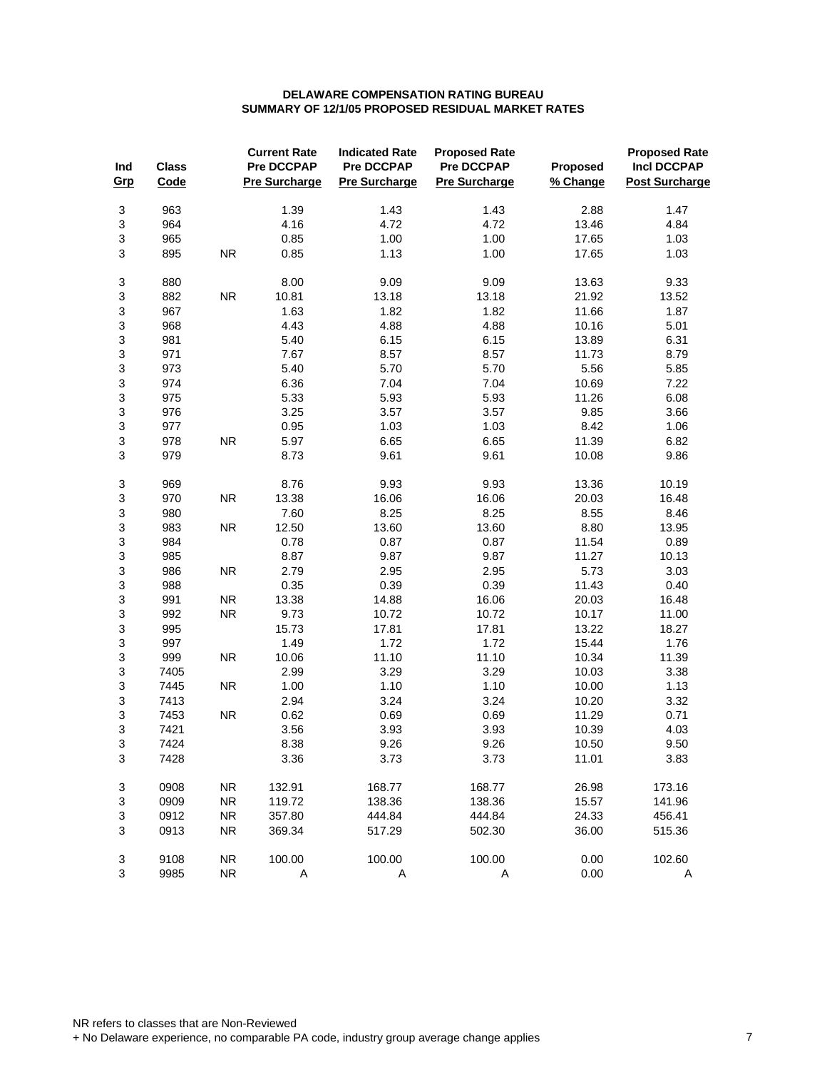**DELAWARE COMPENSATION RATING BUREAU**
**SUMMARY OF 12/1/05 PROPOSED RESIDUAL MARKET RATES**

| Ind Grp | Class Code | | Current Rate Pre DCCPAP Pre Surcharge | Indicated Rate Pre DCCPAP Pre Surcharge | Proposed Rate Pre DCCPAP Pre Surcharge | Proposed % Change | Proposed Rate Incl DCCPAP Post Surcharge |
|---|---|---|---|---|---|---|---|
| 3 | 963 | | 1.39 | 1.43 | 1.43 | 2.88 | 1.47 |
| 3 | 964 | | 4.16 | 4.72 | 4.72 | 13.46 | 4.84 |
| 3 | 965 | | 0.85 | 1.00 | 1.00 | 17.65 | 1.03 |
| 3 | 895 | NR | 0.85 | 1.13 | 1.00 | 17.65 | 1.03 |
| | | | | | | | |
| 3 | 880 | | 8.00 | 9.09 | 9.09 | 13.63 | 9.33 |
| 3 | 882 | NR | 10.81 | 13.18 | 13.18 | 21.92 | 13.52 |
| 3 | 967 | | 1.63 | 1.82 | 1.82 | 11.66 | 1.87 |
| 3 | 968 | | 4.43 | 4.88 | 4.88 | 10.16 | 5.01 |
| 3 | 981 | | 5.40 | 6.15 | 6.15 | 13.89 | 6.31 |
| 3 | 971 | | 7.67 | 8.57 | 8.57 | 11.73 | 8.79 |
| 3 | 973 | | 5.40 | 5.70 | 5.70 | 5.56 | 5.85 |
| 3 | 974 | | 6.36 | 7.04 | 7.04 | 10.69 | 7.22 |
| 3 | 975 | | 5.33 | 5.93 | 5.93 | 11.26 | 6.08 |
| 3 | 976 | | 3.25 | 3.57 | 3.57 | 9.85 | 3.66 |
| 3 | 977 | | 0.95 | 1.03 | 1.03 | 8.42 | 1.06 |
| 3 | 978 | NR | 5.97 | 6.65 | 6.65 | 11.39 | 6.82 |
| 3 | 979 | | 8.73 | 9.61 | 9.61 | 10.08 | 9.86 |
| | | | | | | | |
| 3 | 969 | | 8.76 | 9.93 | 9.93 | 13.36 | 10.19 |
| 3 | 970 | NR | 13.38 | 16.06 | 16.06 | 20.03 | 16.48 |
| 3 | 980 | | 7.60 | 8.25 | 8.25 | 8.55 | 8.46 |
| 3 | 983 | NR | 12.50 | 13.60 | 13.60 | 8.80 | 13.95 |
| 3 | 984 | | 0.78 | 0.87 | 0.87 | 11.54 | 0.89 |
| 3 | 985 | | 8.87 | 9.87 | 9.87 | 11.27 | 10.13 |
| 3 | 986 | NR | 2.79 | 2.95 | 2.95 | 5.73 | 3.03 |
| 3 | 988 | | 0.35 | 0.39 | 0.39 | 11.43 | 0.40 |
| 3 | 991 | NR | 13.38 | 14.88 | 16.06 | 20.03 | 16.48 |
| 3 | 992 | NR | 9.73 | 10.72 | 10.72 | 10.17 | 11.00 |
| 3 | 995 | | 15.73 | 17.81 | 17.81 | 13.22 | 18.27 |
| 3 | 997 | | 1.49 | 1.72 | 1.72 | 15.44 | 1.76 |
| 3 | 999 | NR | 10.06 | 11.10 | 11.10 | 10.34 | 11.39 |
| 3 | 7405 | | 2.99 | 3.29 | 3.29 | 10.03 | 3.38 |
| 3 | 7445 | NR | 1.00 | 1.10 | 1.10 | 10.00 | 1.13 |
| 3 | 7413 | | 2.94 | 3.24 | 3.24 | 10.20 | 3.32 |
| 3 | 7453 | NR | 0.62 | 0.69 | 0.69 | 11.29 | 0.71 |
| 3 | 7421 | | 3.56 | 3.93 | 3.93 | 10.39 | 4.03 |
| 3 | 7424 | | 8.38 | 9.26 | 9.26 | 10.50 | 9.50 |
| 3 | 7428 | | 3.36 | 3.73 | 3.73 | 11.01 | 3.83 |
| | | | | | | | |
| 3 | 0908 | NR | 132.91 | 168.77 | 168.77 | 26.98 | 173.16 |
| 3 | 0909 | NR | 119.72 | 138.36 | 138.36 | 15.57 | 141.96 |
| 3 | 0912 | NR | 357.80 | 444.84 | 444.84 | 24.33 | 456.41 |
| 3 | 0913 | NR | 369.34 | 517.29 | 502.30 | 36.00 | 515.36 |
| | | | | | | | |
| 3 | 9108 | NR | 100.00 | 100.00 | 100.00 | 0.00 | 102.60 |
| 3 | 9985 | NR | A | A | A | 0.00 | A |

NR refers to classes that are Non-Reviewed
+ No Delaware experience, no comparable PA code, industry group average change applies